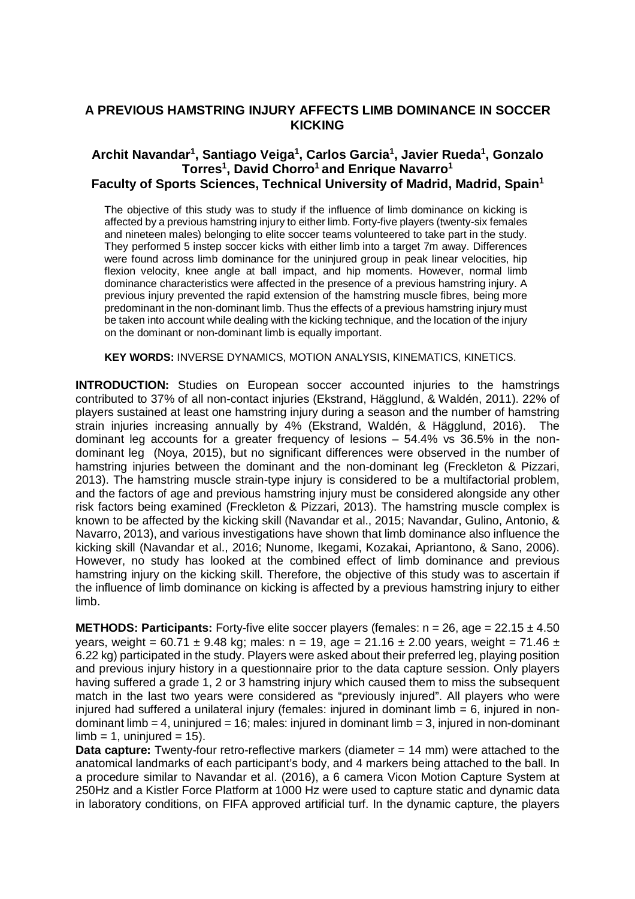# A PREVIOUS HAMSTRING INJURY AFFECTS LIMB DOMINANCE IN SOCCER KICKING

**Archit Navandar[1], Santiago Veiga[1], Carlos Garcia[1], Javier Rueda[1], Gonzalo Torres[1], David Chorro[1] and Enrique Navarro[1]**
**Faculty of Sports Sciences, Technical University of Madrid, Madrid, Spain[1]**

The objective of this study was to study if the influence of limb dominance on kicking is affected by a previous hamstring injury to either limb. Forty-five players (twenty-six females and nineteen males) belonging to elite soccer teams volunteered to take part in the study. They performed 5 instep soccer kicks with either limb into a target 7m away. Differences were found across limb dominance for the uninjured group in peak linear velocities, hip flexion velocity, knee angle at ball impact, and hip moments. However, normal limb dominance characteristics were affected in the presence of a previous hamstring injury. A previous injury prevented the rapid extension of the hamstring muscle fibres, being more predominant in the non-dominant limb. Thus the effects of a previous hamstring injury must be taken into account while dealing with the kicking technique, and the location of the injury on the dominant or non-dominant limb is equally important.

**KEY WORDS:** INVERSE DYNAMICS, MOTION ANALYSIS, KINEMATICS, KINETICS.

**INTRODUCTION:** Studies on European soccer accounted injuries to the hamstrings contributed to 37% of all non-contact injuries (Ekstrand, Hägglund, & Waldén, 2011). 22% of players sustained at least one hamstring injury during a season and the number of hamstring strain injuries increasing annually by 4% (Ekstrand, Waldén, & Hägglund, 2016). The dominant leg accounts for a greater frequency of lesions – 54.4% vs 36.5% in the non-dominant leg (Noya, 2015), but no significant differences were observed in the number of hamstring injuries between the dominant and the non-dominant leg (Freckleton & Pizzari, 2013). The hamstring muscle strain-type injury is considered to be a multifactorial problem, and the factors of age and previous hamstring injury must be considered alongside any other risk factors being examined (Freckleton & Pizzari, 2013). The hamstring muscle complex is known to be affected by the kicking skill (Navandar et al., 2015; Navandar, Gulino, Antonio, & Navarro, 2013), and various investigations have shown that limb dominance also influence the kicking skill (Navandar et al., 2016; Nunome, Ikegami, Kozakai, Apriantono, & Sano, 2006). However, no study has looked at the combined effect of limb dominance and previous hamstring injury on the kicking skill. Therefore, the objective of this study was to ascertain if the influence of limb dominance on kicking is affected by a previous hamstring injury to either limb.

**METHODS: Participants:** Forty-five elite soccer players (females: n = 26, age = 22.15 ± 4.50 years, weight = 60.71 ± 9.48 kg; males: n = 19, age = 21.16 ± 2.00 years, weight = 71.46 ± 6.22 kg) participated in the study. Players were asked about their preferred leg, playing position and previous injury history in a questionnaire prior to the data capture session. Only players having suffered a grade 1, 2 or 3 hamstring injury which caused them to miss the subsequent match in the last two years were considered as "previously injured". All players who were injured had suffered a unilateral injury (females: injured in dominant limb = 6, injured in non-dominant limb = 4, uninjured = 16; males: injured in dominant limb = 3, injured in non-dominant limb = 1, uninjured = 15).

**Data capture:** Twenty-four retro-reflective markers (diameter = 14 mm) were attached to the anatomical landmarks of each participant's body, and 4 markers being attached to the ball. In a procedure similar to Navandar et al. (2016), a 6 camera Vicon Motion Capture System at 250Hz and a Kistler Force Platform at 1000 Hz were used to capture static and dynamic data in laboratory conditions, on FIFA approved artificial turf. In the dynamic capture, the players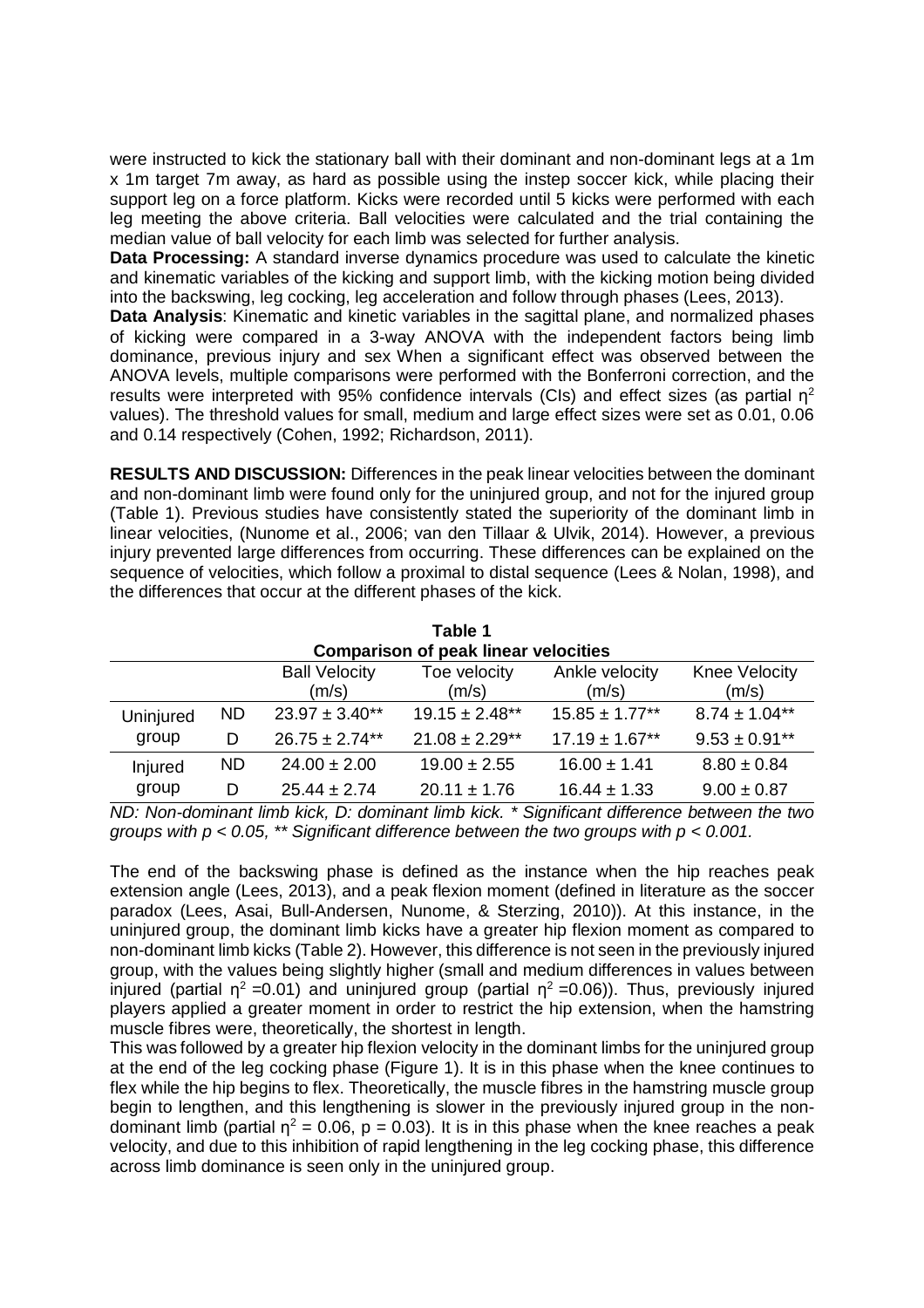were instructed to kick the stationary ball with their dominant and non-dominant legs at a 1m x 1m target 7m away, as hard as possible using the instep soccer kick, while placing their support leg on a force platform. Kicks were recorded until 5 kicks were performed with each leg meeting the above criteria. Ball velocities were calculated and the trial containing the median value of ball velocity for each limb was selected for further analysis.

**Data Processing:** A standard inverse dynamics procedure was used to calculate the kinetic and kinematic variables of the kicking and support limb, with the kicking motion being divided into the backswing, leg cocking, leg acceleration and follow through phases (Lees, 2013).

**Data Analysis**: Kinematic and kinetic variables in the sagittal plane, and normalized phases of kicking were compared in a 3-way ANOVA with the independent factors being limb dominance, previous injury and sex When a significant effect was observed between the ANOVA levels, multiple comparisons were performed with the Bonferroni correction, and the results were interpreted with 95% confidence intervals (CIs) and effect sizes (as partial $\eta^2$ values). The threshold values for small, medium and large effect sizes were set as 0.01, 0.06 and 0.14 respectively (Cohen, 1992; Richardson, 2011).

**RESULTS AND DISCUSSION:** Differences in the peak linear velocities between the dominant and non-dominant limb were found only for the uninjured group, and not for the injured group (Table 1). Previous studies have consistently stated the superiority of the dominant limb in linear velocities, (Nunome et al., 2006; van den Tillaar & Ulvik, 2014). However, a previous injury prevented large differences from occurring. These differences can be explained on the sequence of velocities, which follow a proximal to distal sequence (Lees & Nolan, 1998), and the differences that occur at the different phases of the kick.

**Table 1**
**Comparison of peak linear velocities**

| | | Ball Velocity (m/s) | Toe velocity (m/s) | Ankle velocity (m/s) | Knee Velocity (m/s) |
|---|---|---|---|---|---|
| Uninjured group | ND | 23.97 ± 3.40** | 19.15 ± 2.48** | 15.85 ± 1.77** | 8.74 ± 1.04** |
| | D | 26.75 ± 2.74** | 21.08 ± 2.29** | 17.19 ± 1.67** | 9.53 ± 0.91** |
| Injured group | ND | 24.00 ± 2.00 | 19.00 ± 2.55 | 16.00 ± 1.41 | 8.80 ± 0.84 |
| | D | 25.44 ± 2.74 | 20.11 ± 1.76 | 16.44 ± 1.33 | 9.00 ± 0.87 |

*ND: Non-dominant limb kick, D: dominant limb kick. * Significant difference between the two groups with $p < 0.05$, ** Significant difference between the two groups with $p < 0.001$.*

The end of the backswing phase is defined as the instance when the hip reaches peak extension angle (Lees, 2013), and a peak flexion moment (defined in literature as the soccer paradox (Lees, Asai, Bull-Andersen, Nunome, & Sterzing, 2010)). At this instance, in the uninjured group, the dominant limb kicks have a greater hip flexion moment as compared to non-dominant limb kicks (Table 2). However, this difference is not seen in the previously injured group, with the values being slightly higher (small and medium differences in values between injured (partial $\eta^2$ =0.01) and uninjured group (partial $\eta^2$ =0.06)). Thus, previously injured players applied a greater moment in order to restrict the hip extension, when the hamstring muscle fibres were, theoretically, the shortest in length.

This was followed by a greater hip flexion velocity in the dominant limbs for the uninjured group at the end of the leg cocking phase (Figure 1). It is in this phase when the knee continues to flex while the hip begins to flex. Theoretically, the muscle fibres in the hamstring muscle group begin to lengthen, and this lengthening is slower in the previously injured group in the non-dominant limb (partial $\eta^2$ = 0.06, $p$ = 0.03). It is in this phase when the knee reaches a peak velocity, and due to this inhibition of rapid lengthening in the leg cocking phase, this difference across limb dominance is seen only in the uninjured group.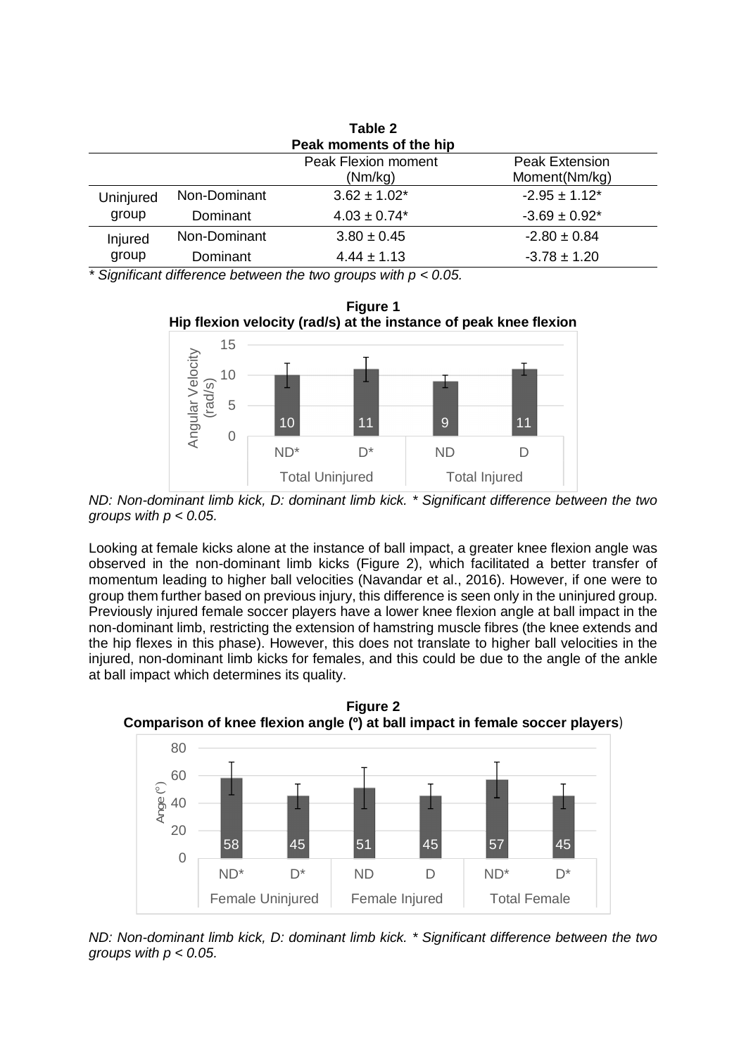**Table 2**
**Peak moments of the hip**

| | | Peak Flexion moment (Nm/kg) | Peak Extension Moment(Nm/kg) |
|---|---|---|---|
| Uninjured group | Non-Dominant | 3.62 ± 1.02* | -2.95 ± 1.12* |
| | Dominant | 4.03 ± 0.74* | -3.69 ± 0.92* |
| Injured group | Non-Dominant | 3.80 ± 0.45 | -2.80 ± 0.84 |
| | Dominant | 4.44 ± 1.13 | -3.78 ± 1.20 |

*\* Significant difference between the two groups with $p < 0.05$.*

**Figure 1**
**Hip flexion velocity (rad/s) at the instance of peak knee flexion**

*ND: Non-dominant limb kick, D: dominant limb kick. \* Significant difference between the two groups with $p < 0.05$.*

Looking at female kicks alone at the instance of ball impact, a greater knee flexion angle was observed in the non-dominant limb kicks (Figure 2), which facilitated a better transfer of momentum leading to higher ball velocities (Navandar et al., 2016). However, if one were to group them further based on previous injury, this difference is seen only in the uninjured group. Previously injured female soccer players have a lower knee flexion angle at ball impact in the non-dominant limb, restricting the extension of hamstring muscle fibres (the knee extends and the hip flexes in this phase). However, this does not translate to higher ball velocities in the injured, non-dominant limb kicks for females, and this could be due to the angle of the ankle at ball impact which determines its quality.

**Figure 2**
**Comparison of knee flexion angle (º) at ball impact in female soccer players**)

*ND: Non-dominant limb kick, D: dominant limb kick. \* Significant difference between the two groups with $p < 0.05$.*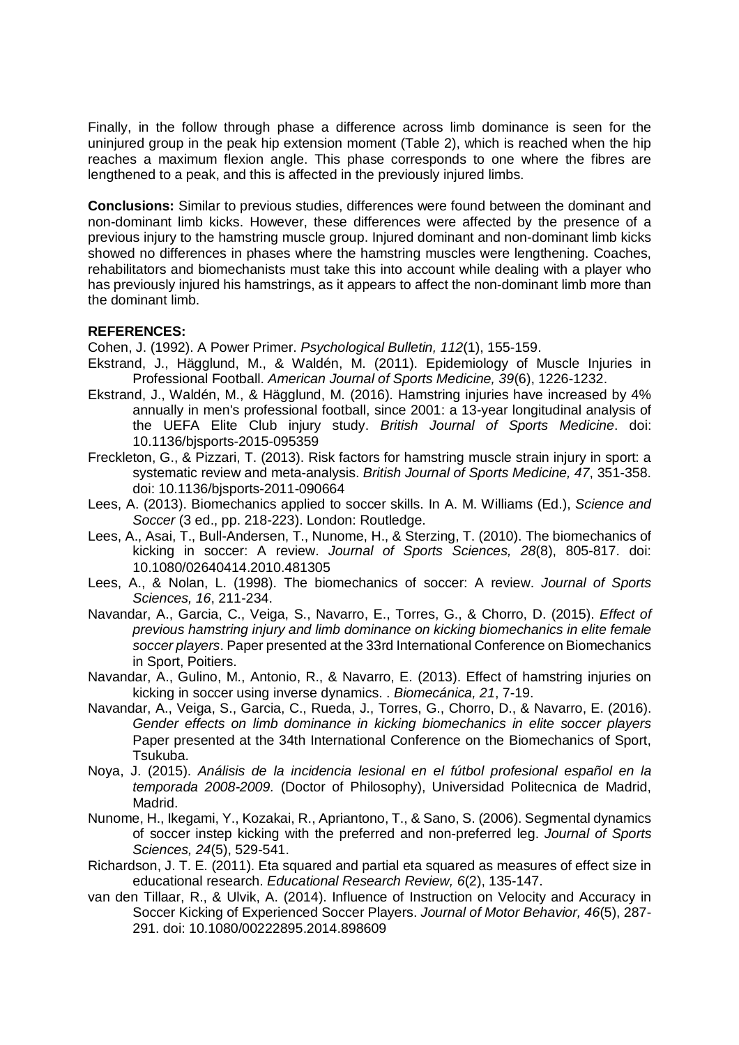Finally, in the follow through phase a difference across limb dominance is seen for the uninjured group in the peak hip extension moment (Table 2), which is reached when the hip reaches a maximum flexion angle. This phase corresponds to one where the fibres are lengthened to a peak, and this is affected in the previously injured limbs.

**Conclusions:** Similar to previous studies, differences were found between the dominant and non-dominant limb kicks. However, these differences were affected by the presence of a previous injury to the hamstring muscle group. Injured dominant and non-dominant limb kicks showed no differences in phases where the hamstring muscles were lengthening. Coaches, rehabilitators and biomechanists must take this into account while dealing with a player who has previously injured his hamstrings, as it appears to affect the non-dominant limb more than the dominant limb.

**REFERENCES:**

Cohen, J. (1992). A Power Primer. *Psychological Bulletin, 112*(1), 155-159.

Ekstrand, J., Hägglund, M., & Waldén, M. (2011). Epidemiology of Muscle Injuries in Professional Football. *American Journal of Sports Medicine, 39*(6), 1226-1232.

Ekstrand, J., Waldén, M., & Hägglund, M. (2016). Hamstring injuries have increased by 4% annually in men's professional football, since 2001: a 13-year longitudinal analysis of the UEFA Elite Club injury study. *British Journal of Sports Medicine*. doi: 10.1136/bjsports-2015-095359

Freckleton, G., & Pizzari, T. (2013). Risk factors for hamstring muscle strain injury in sport: a systematic review and meta-analysis. *British Journal of Sports Medicine, 47*, 351-358. doi: 10.1136/bjsports-2011-090664

Lees, A. (2013). Biomechanics applied to soccer skills. In A. M. Williams (Ed.), *Science and Soccer* (3 ed., pp. 218-223). London: Routledge.

Lees, A., Asai, T., Bull-Andersen, T., Nunome, H., & Sterzing, T. (2010). The biomechanics of kicking in soccer: A review. *Journal of Sports Sciences, 28*(8), 805-817. doi: 10.1080/02640414.2010.481305

Lees, A., & Nolan, L. (1998). The biomechanics of soccer: A review. *Journal of Sports Sciences, 16*, 211-234.

Navandar, A., Garcia, C., Veiga, S., Navarro, E., Torres, G., & Chorro, D. (2015). *Effect of previous hamstring injury and limb dominance on kicking biomechanics in elite female soccer players*. Paper presented at the 33rd International Conference on Biomechanics in Sport, Poitiers.

Navandar, A., Gulino, M., Antonio, R., & Navarro, E. (2013). Effect of hamstring injuries on kicking in soccer using inverse dynamics. . *Biomecánica, 21*, 7-19.

Navandar, A., Veiga, S., Garcia, C., Rueda, J., Torres, G., Chorro, D., & Navarro, E. (2016). *Gender effects on limb dominance in kicking biomechanics in elite soccer players* Paper presented at the 34th International Conference on the Biomechanics of Sport, Tsukuba.

Noya, J. (2015). *Análisis de la incidencia lesional en el fútbol profesional español en la temporada 2008-2009*. (Doctor of Philosophy), Universidad Politecnica de Madrid, Madrid.

Nunome, H., Ikegami, Y., Kozakai, R., Apriantono, T., & Sano, S. (2006). Segmental dynamics of soccer instep kicking with the preferred and non-preferred leg. *Journal of Sports Sciences, 24*(5), 529-541.

Richardson, J. T. E. (2011). Eta squared and partial eta squared as measures of effect size in educational research. *Educational Research Review, 6*(2), 135-147.

van den Tillaar, R., & Ulvik, A. (2014). Influence of Instruction on Velocity and Accuracy in Soccer Kicking of Experienced Soccer Players. *Journal of Motor Behavior, 46*(5), 287-291. doi: 10.1080/00222895.2014.898609